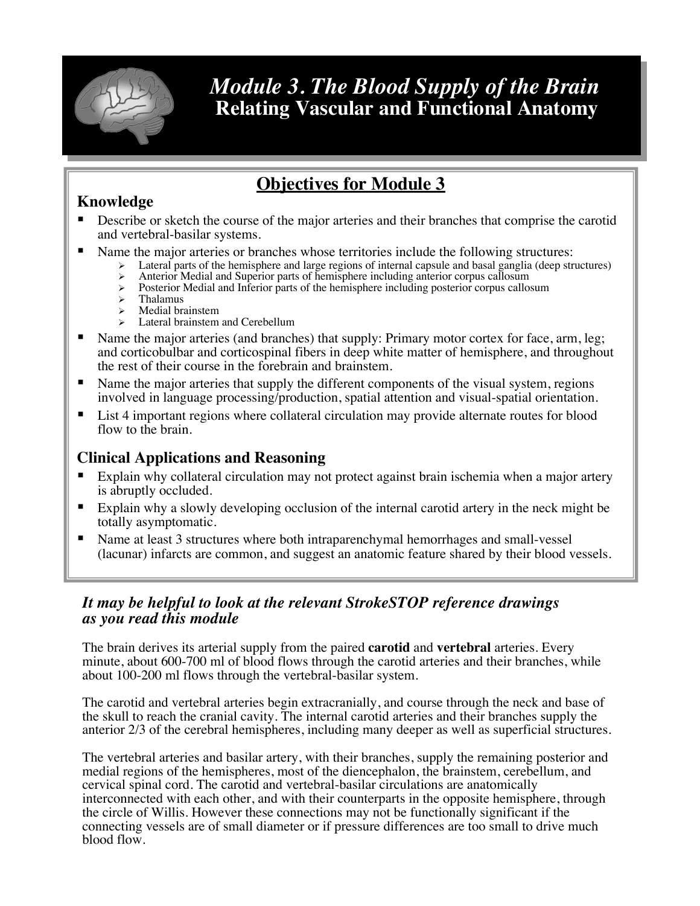# *Module 3. The Blood Supply of the Brain*

## Relating Vascular and Functional Anatomy

## Objectives for Module 3

### Knowledge

- Describe or sketch the course of the major arteries and their branches that comprise the carotid and vertebral-basilar systems.
- Name the major arteries or branches whose territories include the following structures:
  - Lateral parts of the hemisphere and large regions of internal capsule and basal ganglia (deep structures)
  - Anterior Medial and Superior parts of hemisphere including anterior corpus callosum
  - Posterior Medial and Inferior parts of the hemisphere including posterior corpus callosum
  - Thalamus
  - Medial brainstem
  - Lateral brainstem and Cerebellum
- Name the major arteries (and branches) that supply: Primary motor cortex for face, arm, leg; and corticobulbar and corticospinal fibers in deep white matter of hemisphere, and throughout the rest of their course in the forebrain and brainstem.
- Name the major arteries that supply the different components of the visual system, regions involved in language processing/production, spatial attention and visual-spatial orientation.
- List 4 important regions where collateral circulation may provide alternate routes for blood flow to the brain.

### Clinical Applications and Reasoning

- Explain why collateral circulation may not protect against brain ischemia when a major artery is abruptly occluded.
- Explain why a slowly developing occlusion of the internal carotid artery in the neck might be totally asymptomatic.
- Name at least 3 structures where both intraparenchymal hemorrhages and small-vessel (lacunar) infarcts are common, and suggest an anatomic feature shared by their blood vessels.

***It may be helpful to look at the relevant StrokeSTOP reference drawings as you read this module***

The brain derives its arterial supply from the paired **carotid** and **vertebral** arteries. Every minute, about 600-700 ml of blood flows through the carotid arteries and their branches, while about 100-200 ml flows through the vertebral-basilar system.

The carotid and vertebral arteries begin extracranially, and course through the neck and base of the skull to reach the cranial cavity. The internal carotid arteries and their branches supply the anterior 2/3 of the cerebral hemispheres, including many deeper as well as superficial structures.

The vertebral arteries and basilar artery, with their branches, supply the remaining posterior and medial regions of the hemispheres, most of the diencephalon, the brainstem, cerebellum, and cervical spinal cord. The carotid and vertebral-basilar circulations are anatomically interconnected with each other, and with their counterparts in the opposite hemisphere, through the circle of Willis. However these connections may not be functionally significant if the connecting vessels are of small diameter or if pressure differences are too small to drive much blood flow.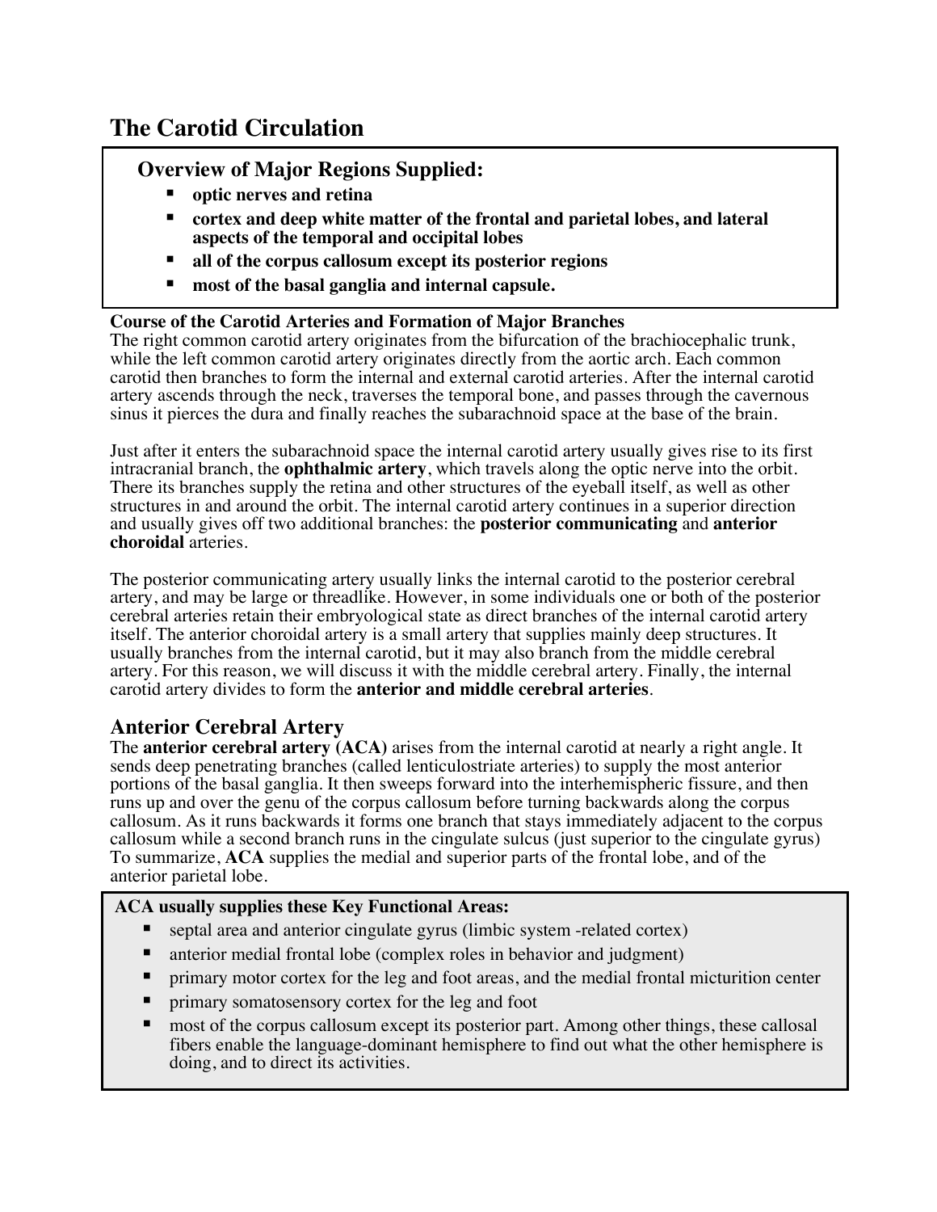# The Carotid Circulation

## Overview of Major Regions Supplied:

- **optic nerves and retina**
- **cortex and deep white matter of the frontal and parietal lobes, and lateral aspects of the temporal and occipital lobes**
- **all of the corpus callosum except its posterior regions**
- **most of the basal ganglia and internal capsule.**

**Course of the Carotid Arteries and Formation of Major Branches**
The right common carotid artery originates from the bifurcation of the brachiocephalic trunk, while the left common carotid artery originates directly from the aortic arch. Each common carotid then branches to form the internal and external carotid arteries. After the internal carotid artery ascends through the neck, traverses the temporal bone, and passes through the cavernous sinus it pierces the dura and finally reaches the subarachnoid space at the base of the brain.

Just after it enters the subarachnoid space the internal carotid artery usually gives rise to its first intracranial branch, the **ophthalmic artery**, which travels along the optic nerve into the orbit. There its branches supply the retina and other structures of the eyeball itself, as well as other structures in and around the orbit. The internal carotid artery continues in a superior direction and usually gives off two additional branches: the **posterior communicating** and **anterior choroidal** arteries.

The posterior communicating artery usually links the internal carotid to the posterior cerebral artery, and may be large or threadlike. However, in some individuals one or both of the posterior cerebral arteries retain their embryological state as direct branches of the internal carotid artery itself. The anterior choroidal artery is a small artery that supplies mainly deep structures. It usually branches from the internal carotid, but it may also branch from the middle cerebral artery. For this reason, we will discuss it with the middle cerebral artery. Finally, the internal carotid artery divides to form the **anterior and middle cerebral arteries**.

## Anterior Cerebral Artery

The **anterior cerebral artery (ACA)** arises from the internal carotid at nearly a right angle. It sends deep penetrating branches (called lenticulostriate arteries) to supply the most anterior portions of the basal ganglia. It then sweeps forward into the interhemispheric fissure, and then runs up and over the genu of the corpus callosum before turning backwards along the corpus callosum. As it runs backwards it forms one branch that stays immediately adjacent to the corpus callosum while a second branch runs in the cingulate sulcus (just superior to the cingulate gyrus) To summarize, **ACA** supplies the medial and superior parts of the frontal lobe, and of the anterior parietal lobe.

**ACA usually supplies these Key Functional Areas:**

- septal area and anterior cingulate gyrus (limbic system -related cortex)
- anterior medial frontal lobe (complex roles in behavior and judgment)
- primary motor cortex for the leg and foot areas, and the medial frontal micturition center
- primary somatosensory cortex for the leg and foot
- most of the corpus callosum except its posterior part. Among other things, these callosal fibers enable the language-dominant hemisphere to find out what the other hemisphere is doing, and to direct its activities.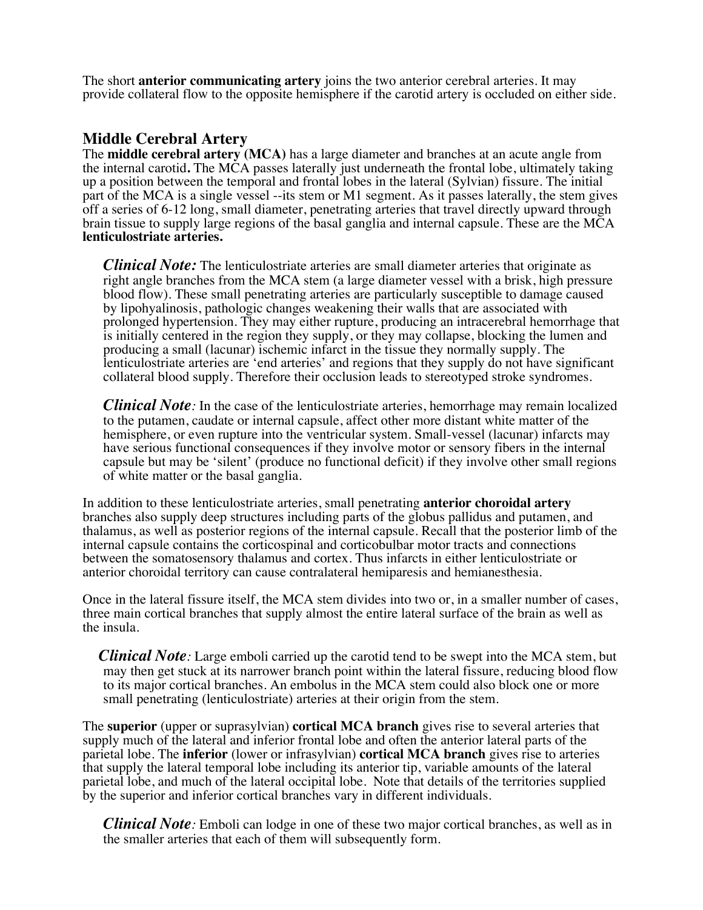The short **anterior communicating artery** joins the two anterior cerebral arteries. It may provide collateral flow to the opposite hemisphere if the carotid artery is occluded on either side.

## Middle Cerebral Artery

The **middle cerebral artery (MCA)** has a large diameter and branches at an acute angle from the internal carotid**.** The MCA passes laterally just underneath the frontal lobe, ultimately taking up a position between the temporal and frontal lobes in the lateral (Sylvian) fissure. The initial part of the MCA is a single vessel --its stem or M1 segment. As it passes laterally, the stem gives off a series of 6-12 long, small diameter, penetrating arteries that travel directly upward through brain tissue to supply large regions of the basal ganglia and internal capsule. These are the MCA **lenticulostriate arteries.**

> ***Clinical Note:*** The lenticulostriate arteries are small diameter arteries that originate as right angle branches from the MCA stem (a large diameter vessel with a brisk, high pressure blood flow). These small penetrating arteries are particularly susceptible to damage caused by lipohyalinosis, pathologic changes weakening their walls that are associated with prolonged hypertension. They may either rupture, producing an intracerebral hemorrhage that is initially centered in the region they supply, or they may collapse, blocking the lumen and producing a small (lacunar) ischemic infarct in the tissue they normally supply. The lenticulostriate arteries are 'end arteries' and regions that they supply do not have significant collateral blood supply. Therefore their occlusion leads to stereotyped stroke syndromes.

> ***Clinical Note****:* In the case of the lenticulostriate arteries, hemorrhage may remain localized to the putamen, caudate or internal capsule, affect other more distant white matter of the hemisphere, or even rupture into the ventricular system. Small-vessel (lacunar) infarcts may have serious functional consequences if they involve motor or sensory fibers in the internal capsule but may be 'silent' (produce no functional deficit) if they involve other small regions of white matter or the basal ganglia.

In addition to these lenticulostriate arteries, small penetrating **anterior choroidal artery** branches also supply deep structures including parts of the globus pallidus and putamen, and thalamus, as well as posterior regions of the internal capsule. Recall that the posterior limb of the internal capsule contains the corticospinal and corticobulbar motor tracts and connections between the somatosensory thalamus and cortex. Thus infarcts in either lenticulostriate or anterior choroidal territory can cause contralateral hemiparesis and hemianesthesia.

Once in the lateral fissure itself, the MCA stem divides into two or, in a smaller number of cases, three main cortical branches that supply almost the entire lateral surface of the brain as well as the insula.

> ***Clinical Note****:* Large emboli carried up the carotid tend to be swept into the MCA stem, but may then get stuck at its narrower branch point within the lateral fissure, reducing blood flow to its major cortical branches. An embolus in the MCA stem could also block one or more small penetrating (lenticulostriate) arteries at their origin from the stem.

The **superior** (upper or suprasylvian) **cortical MCA branch** gives rise to several arteries that supply much of the lateral and inferior frontal lobe and often the anterior lateral parts of the parietal lobe. The **inferior** (lower or infrasylvian) **cortical MCA branch** gives rise to arteries that supply the lateral temporal lobe including its anterior tip, variable amounts of the lateral parietal lobe, and much of the lateral occipital lobe. Note that details of the territories supplied by the superior and inferior cortical branches vary in different individuals.

> ***Clinical Note****:* Emboli can lodge in one of these two major cortical branches, as well as in the smaller arteries that each of them will subsequently form.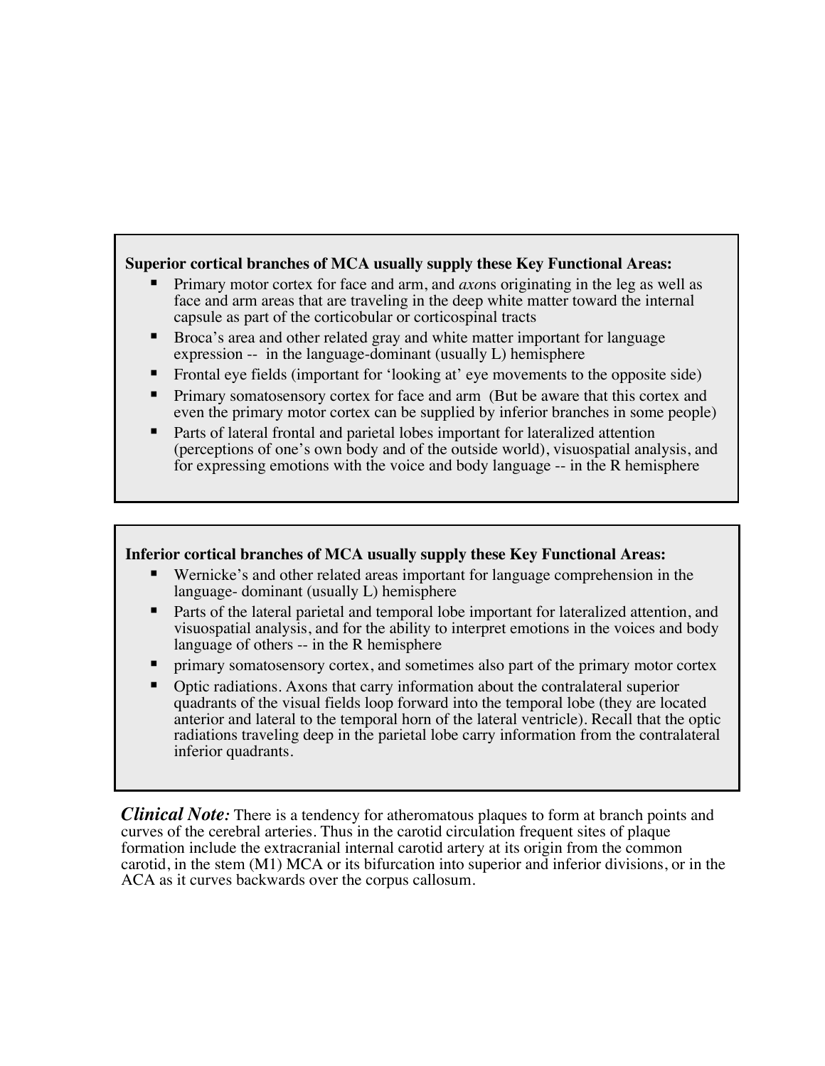**Superior cortical branches of MCA usually supply these Key Functional Areas:**

- Primary motor cortex for face and arm, and *axo*ns originating in the leg as well as face and arm areas that are traveling in the deep white matter toward the internal capsule as part of the corticobular or corticospinal tracts
- Broca's area and other related gray and white matter important for language expression -- in the language-dominant (usually L) hemisphere
- Frontal eye fields (important for 'looking at' eye movements to the opposite side)
- Primary somatosensory cortex for face and arm (But be aware that this cortex and even the primary motor cortex can be supplied by inferior branches in some people)
- Parts of lateral frontal and parietal lobes important for lateralized attention (perceptions of one's own body and of the outside world), visuospatial analysis, and for expressing emotions with the voice and body language -- in the R hemisphere

**Inferior cortical branches of MCA usually supply these Key Functional Areas:**

- Wernicke's and other related areas important for language comprehension in the language- dominant (usually L) hemisphere
- Parts of the lateral parietal and temporal lobe important for lateralized attention, and visuospatial analysis, and for the ability to interpret emotions in the voices and body language of others -- in the R hemisphere
- primary somatosensory cortex, and sometimes also part of the primary motor cortex
- Optic radiations. Axons that carry information about the contralateral superior quadrants of the visual fields loop forward into the temporal lobe (they are located anterior and lateral to the temporal horn of the lateral ventricle). Recall that the optic radiations traveling deep in the parietal lobe carry information from the contralateral inferior quadrants.

***Clinical Note:*** There is a tendency for atheromatous plaques to form at branch points and curves of the cerebral arteries. Thus in the carotid circulation frequent sites of plaque formation include the extracranial internal carotid artery at its origin from the common carotid, in the stem (M1) MCA or its bifurcation into superior and inferior divisions, or in the ACA as it curves backwards over the corpus callosum.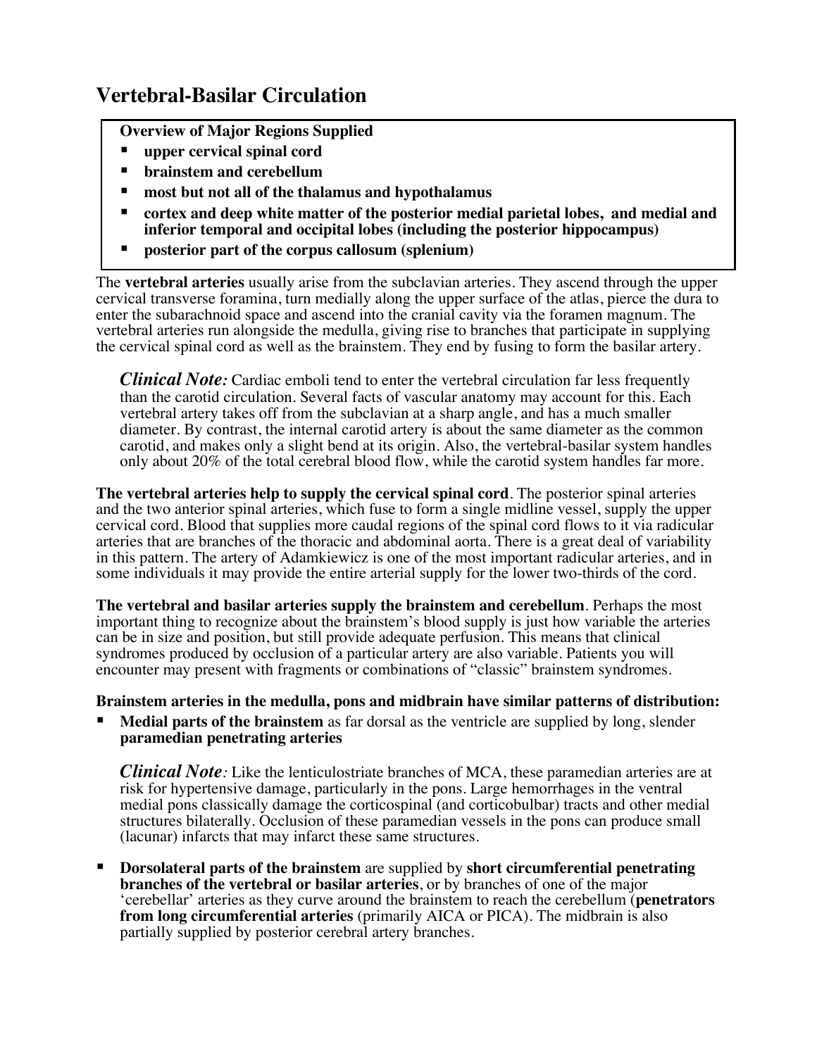# Vertebral-Basilar Circulation

**Overview of Major Regions Supplied**

- **upper cervical spinal cord**
- **brainstem and cerebellum**
- **most but not all of the thalamus and hypothalamus**
- **cortex and deep white matter of the posterior medial parietal lobes, and medial and inferior temporal and occipital lobes (including the posterior hippocampus)**
- **posterior part of the corpus callosum (splenium)**

The **vertebral arteries** usually arise from the subclavian arteries. They ascend through the upper cervical transverse foramina, turn medially along the upper surface of the atlas, pierce the dura to enter the subarachnoid space and ascend into the cranial cavity via the foramen magnum. The vertebral arteries run alongside the medulla, giving rise to branches that participate in supplying the cervical spinal cord as well as the brainstem. They end by fusing to form the basilar artery.

> ***Clinical Note:*** Cardiac emboli tend to enter the vertebral circulation far less frequently than the carotid circulation. Several facts of vascular anatomy may account for this. Each vertebral artery takes off from the subclavian at a sharp angle, and has a much smaller diameter. By contrast, the internal carotid artery is about the same diameter as the common carotid, and makes only a slight bend at its origin. Also, the vertebral-basilar system handles only about 20% of the total cerebral blood flow, while the carotid system handles far more.

**The vertebral arteries help to supply the cervical spinal cord**. The posterior spinal arteries and the two anterior spinal arteries, which fuse to form a single midline vessel, supply the upper cervical cord. Blood that supplies more caudal regions of the spinal cord flows to it via radicular arteries that are branches of the thoracic and abdominal aorta. There is a great deal of variability in this pattern. The artery of Adamkiewicz is one of the most important radicular arteries, and in some individuals it may provide the entire arterial supply for the lower two-thirds of the cord.

**The vertebral and basilar arteries supply the brainstem and cerebellum**. Perhaps the most important thing to recognize about the brainstem's blood supply is just how variable the arteries can be in size and position, but still provide adequate perfusion. This means that clinical syndromes produced by occlusion of a particular artery are also variable. Patients you will encounter may present with fragments or combinations of "classic" brainstem syndromes.

**Brainstem arteries in the medulla, pons and midbrain have similar patterns of distribution:**

- **Medial parts of the brainstem** as far dorsal as the ventricle are supplied by long, slender **paramedian penetrating arteries**

  > ***Clinical Note:*** Like the lenticulostriate branches of MCA, these paramedian arteries are at risk for hypertensive damage, particularly in the pons. Large hemorrhages in the ventral medial pons classically damage the corticospinal (and corticobulbar) tracts and other medial structures bilaterally. Occlusion of these paramedian vessels in the pons can produce small (lacunar) infarcts that may infarct these same structures.

- **Dorsolateral parts of the brainstem** are supplied by **short circumferential penetrating branches of the vertebral or basilar arteries**, or by branches of one of the major 'cerebellar' arteries as they curve around the brainstem to reach the cerebellum (**penetrators from long circumferential arteries** (primarily AICA or PICA). The midbrain is also partially supplied by posterior cerebral artery branches.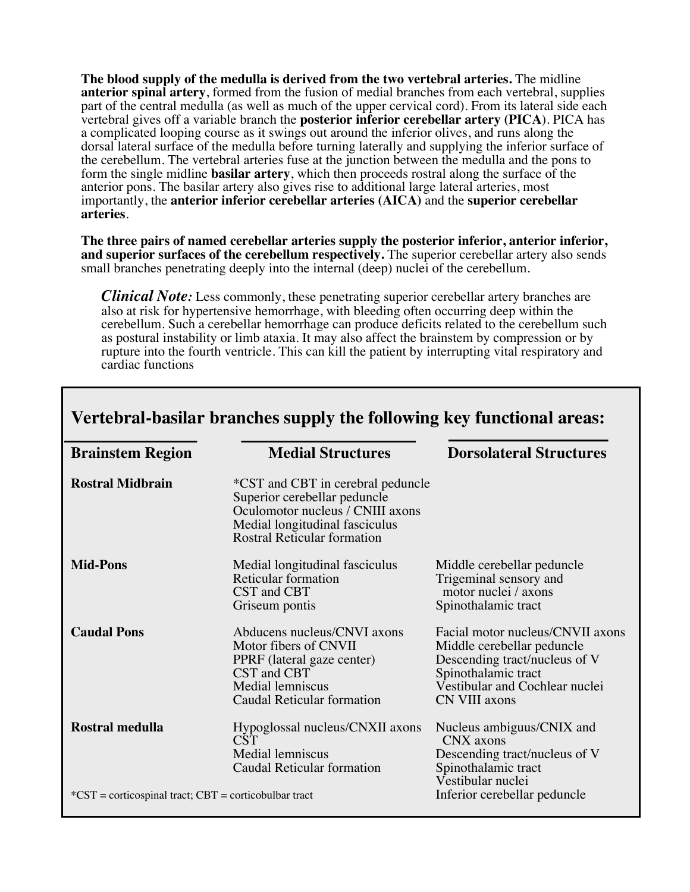**The blood supply of the medulla is derived from the two vertebral arteries.** The midline **anterior spinal artery**, formed from the fusion of medial branches from each vertebral, supplies part of the central medulla (as well as much of the upper cervical cord). From its lateral side each vertebral gives off a variable branch the **posterior inferior cerebellar artery (PICA**). PICA has a complicated looping course as it swings out around the inferior olives, and runs along the dorsal lateral surface of the medulla before turning laterally and supplying the inferior surface of the cerebellum. The vertebral arteries fuse at the junction between the medulla and the pons to form the single midline **basilar artery**, which then proceeds rostral along the surface of the anterior pons. The basilar artery also gives rise to additional large lateral arteries, most importantly, the **anterior inferior cerebellar arteries (AICA)** and the **superior cerebellar arteries**.

**The three pairs of named cerebellar arteries supply the posterior inferior, anterior inferior, and superior surfaces of the cerebellum respectively.** The superior cerebellar artery also sends small branches penetrating deeply into the internal (deep) nuclei of the cerebellum.

> ***Clinical Note:*** Less commonly, these penetrating superior cerebellar artery branches are also at risk for hypertensive hemorrhage, with bleeding often occurring deep within the cerebellum. Such a cerebellar hemorrhage can produce deficits related to the cerebellum such as postural instability or limb ataxia. It may also affect the brainstem by compression or by rupture into the fourth ventricle. This can kill the patient by interrupting vital respiratory and cardiac functions

## Vertebral-basilar branches supply the following key functional areas:

| Brainstem Region | Medial Structures | Dorsolateral Structures |
|---|---|---|
| **Rostral Midbrain** | *CST and CBT in cerebral peduncle<br>Superior cerebellar peduncle<br>Oculomotor nucleus / CNIII axons<br>Medial longitudinal fasciculus<br>Rostral Reticular formation | |
| **Mid-Pons** | Medial longitudinal fasciculus<br>Reticular formation<br>CST and CBT<br>Griseum pontis | Middle cerebellar peduncle<br>Trigeminal sensory and motor nuclei / axons<br>Spinothalamic tract |
| **Caudal Pons** | Abducens nucleus/CNVI axons<br>Motor fibers of CNVII<br>PPRF (lateral gaze center)<br>CST and CBT<br>Medial lemniscus<br>Caudal Reticular formation | Facial motor nucleus/CNVII axons<br>Middle cerebellar peduncle<br>Descending tract/nucleus of V<br>Spinothalamic tract<br>Vestibular and Cochlear nuclei<br>CN VIII axons |
| **Rostral medulla** | Hypoglossal nucleus/CNXII axons<br>CST<br>Medial lemniscus<br>Caudal Reticular formation | Nucleus ambiguus/CNIX and CNX axons<br>Descending tract/nucleus of V<br>Spinothalamic tract<br>Vestibular nuclei<br>Inferior cerebellar peduncle |

*CST = corticospinal tract; CBT = corticobulbar tract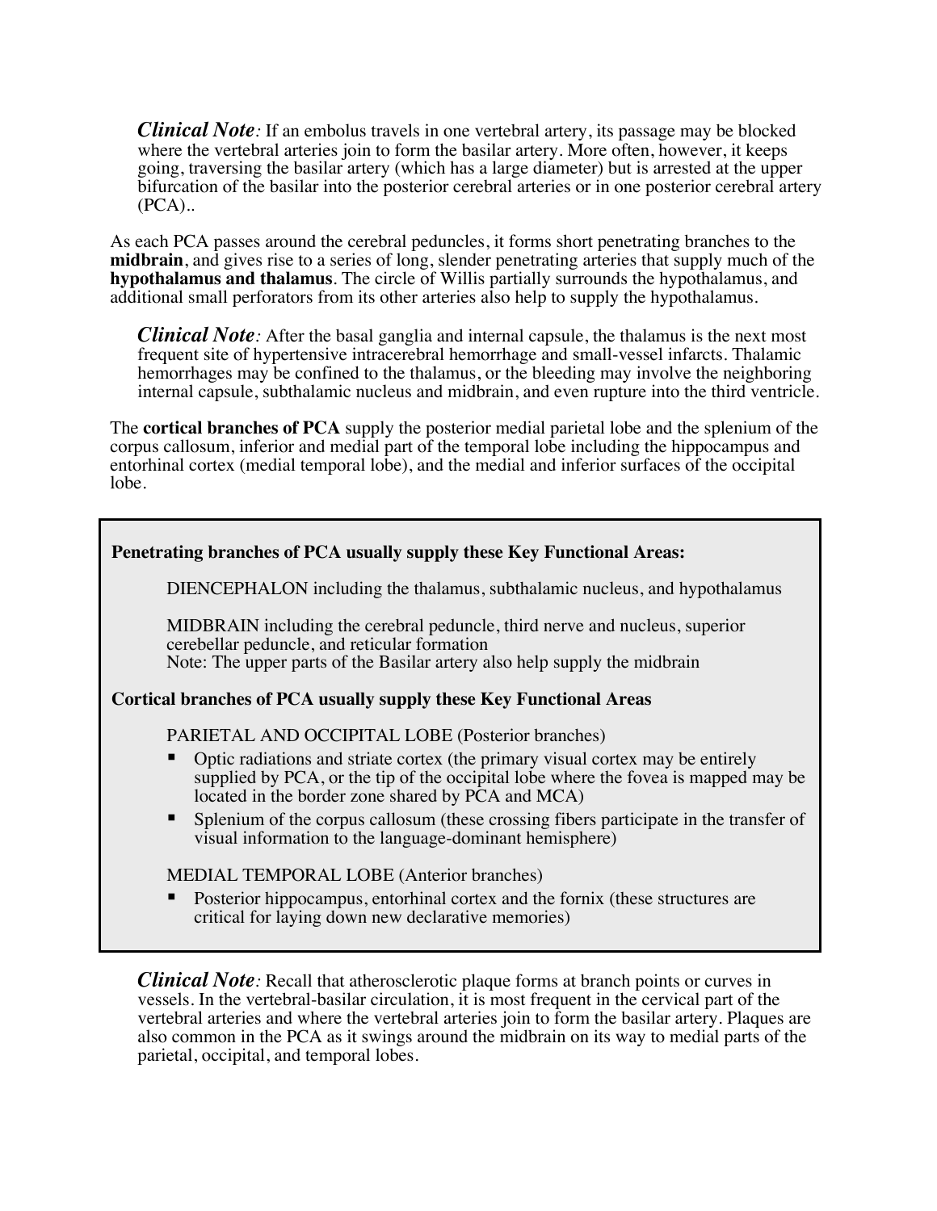***Clinical Note:*** If an embolus travels in one vertebral artery, its passage may be blocked where the vertebral arteries join to form the basilar artery. More often, however, it keeps going, traversing the basilar artery (which has a large diameter) but is arrested at the upper bifurcation of the basilar into the posterior cerebral arteries or in one posterior cerebral artery (PCA)..

As each PCA passes around the cerebral peduncles, it forms short penetrating branches to the **midbrain**, and gives rise to a series of long, slender penetrating arteries that supply much of the **hypothalamus and thalamus**. The circle of Willis partially surrounds the hypothalamus, and additional small perforators from its other arteries also help to supply the hypothalamus.

***Clinical Note:*** After the basal ganglia and internal capsule, the thalamus is the next most frequent site of hypertensive intracerebral hemorrhage and small-vessel infarcts. Thalamic hemorrhages may be confined to the thalamus, or the bleeding may involve the neighboring internal capsule, subthalamic nucleus and midbrain, and even rupture into the third ventricle.

The **cortical branches of PCA** supply the posterior medial parietal lobe and the splenium of the corpus callosum, inferior and medial part of the temporal lobe including the hippocampus and entorhinal cortex (medial temporal lobe), and the medial and inferior surfaces of the occipital lobe.

**Penetrating branches of PCA usually supply these Key Functional Areas:**

DIENCEPHALON including the thalamus, subthalamic nucleus, and hypothalamus

MIDBRAIN including the cerebral peduncle, third nerve and nucleus, superior cerebellar peduncle, and reticular formation
Note: The upper parts of the Basilar artery also help supply the midbrain

**Cortical branches of PCA usually supply these Key Functional Areas**

PARIETAL AND OCCIPITAL LOBE (Posterior branches)

- Optic radiations and striate cortex (the primary visual cortex may be entirely supplied by PCA, or the tip of the occipital lobe where the fovea is mapped may be located in the border zone shared by PCA and MCA)
- Splenium of the corpus callosum (these crossing fibers participate in the transfer of visual information to the language-dominant hemisphere)

MEDIAL TEMPORAL LOBE (Anterior branches)

- Posterior hippocampus, entorhinal cortex and the fornix (these structures are critical for laying down new declarative memories)

***Clinical Note:*** Recall that atherosclerotic plaque forms at branch points or curves in vessels. In the vertebral-basilar circulation, it is most frequent in the cervical part of the vertebral arteries and where the vertebral arteries join to form the basilar artery. Plaques are also common in the PCA as it swings around the midbrain on its way to medial parts of the parietal, occipital, and temporal lobes.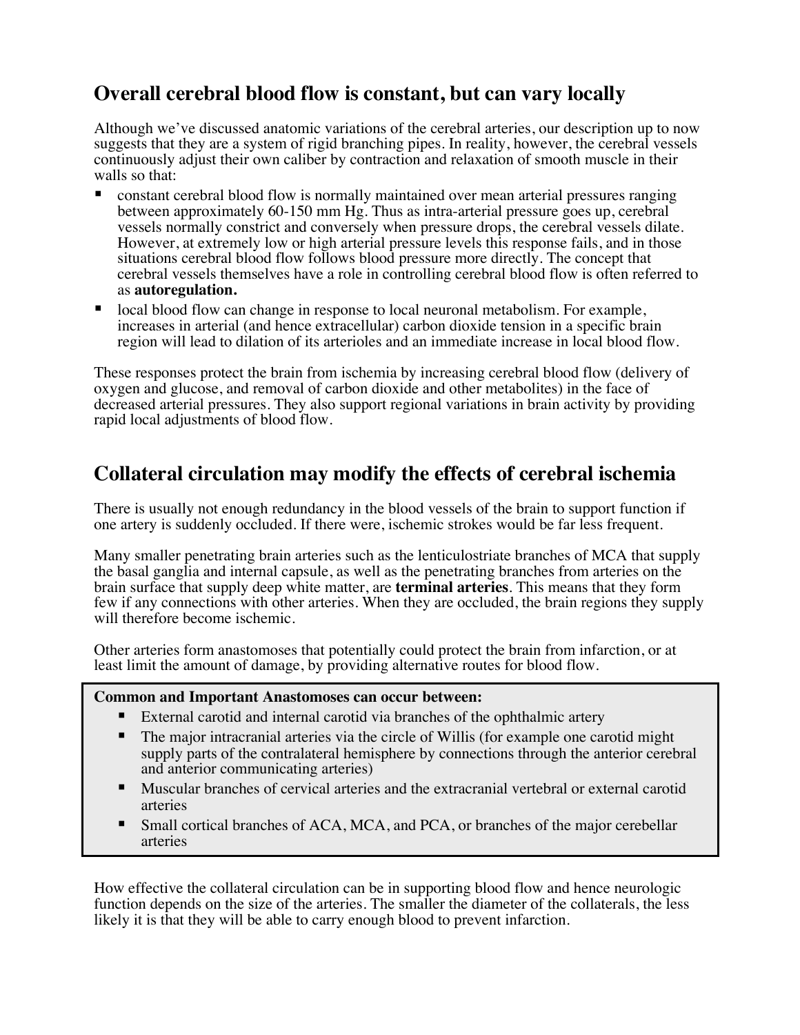## Overall cerebral blood flow is constant, but can vary locally

Although we've discussed anatomic variations of the cerebral arteries, our description up to now suggests that they are a system of rigid branching pipes. In reality, however, the cerebral vessels continuously adjust their own caliber by contraction and relaxation of smooth muscle in their walls so that:

- constant cerebral blood flow is normally maintained over mean arterial pressures ranging between approximately 60-150 mm Hg. Thus as intra-arterial pressure goes up, cerebral vessels normally constrict and conversely when pressure drops, the cerebral vessels dilate. However, at extremely low or high arterial pressure levels this response fails, and in those situations cerebral blood flow follows blood pressure more directly. The concept that cerebral vessels themselves have a role in controlling cerebral blood flow is often referred to as **autoregulation.**
- local blood flow can change in response to local neuronal metabolism. For example, increases in arterial (and hence extracellular) carbon dioxide tension in a specific brain region will lead to dilation of its arterioles and an immediate increase in local blood flow.

These responses protect the brain from ischemia by increasing cerebral blood flow (delivery of oxygen and glucose, and removal of carbon dioxide and other metabolites) in the face of decreased arterial pressures. They also support regional variations in brain activity by providing rapid local adjustments of blood flow.

## Collateral circulation may modify the effects of cerebral ischemia

There is usually not enough redundancy in the blood vessels of the brain to support function if one artery is suddenly occluded. If there were, ischemic strokes would be far less frequent.

Many smaller penetrating brain arteries such as the lenticulostriate branches of MCA that supply the basal ganglia and internal capsule, as well as the penetrating branches from arteries on the brain surface that supply deep white matter, are **terminal arteries**. This means that they form few if any connections with other arteries. When they are occluded, the brain regions they supply will therefore become ischemic.

Other arteries form anastomoses that potentially could protect the brain from infarction, or at least limit the amount of damage, by providing alternative routes for blood flow.

**Common and Important Anastomoses can occur between:**

- External carotid and internal carotid via branches of the ophthalmic artery
- The major intracranial arteries via the circle of Willis (for example one carotid might supply parts of the contralateral hemisphere by connections through the anterior cerebral and anterior communicating arteries)
- Muscular branches of cervical arteries and the extracranial vertebral or external carotid arteries
- Small cortical branches of ACA, MCA, and PCA, or branches of the major cerebellar arteries

How effective the collateral circulation can be in supporting blood flow and hence neurologic function depends on the size of the arteries. The smaller the diameter of the collaterals, the less likely it is that they will be able to carry enough blood to prevent infarction.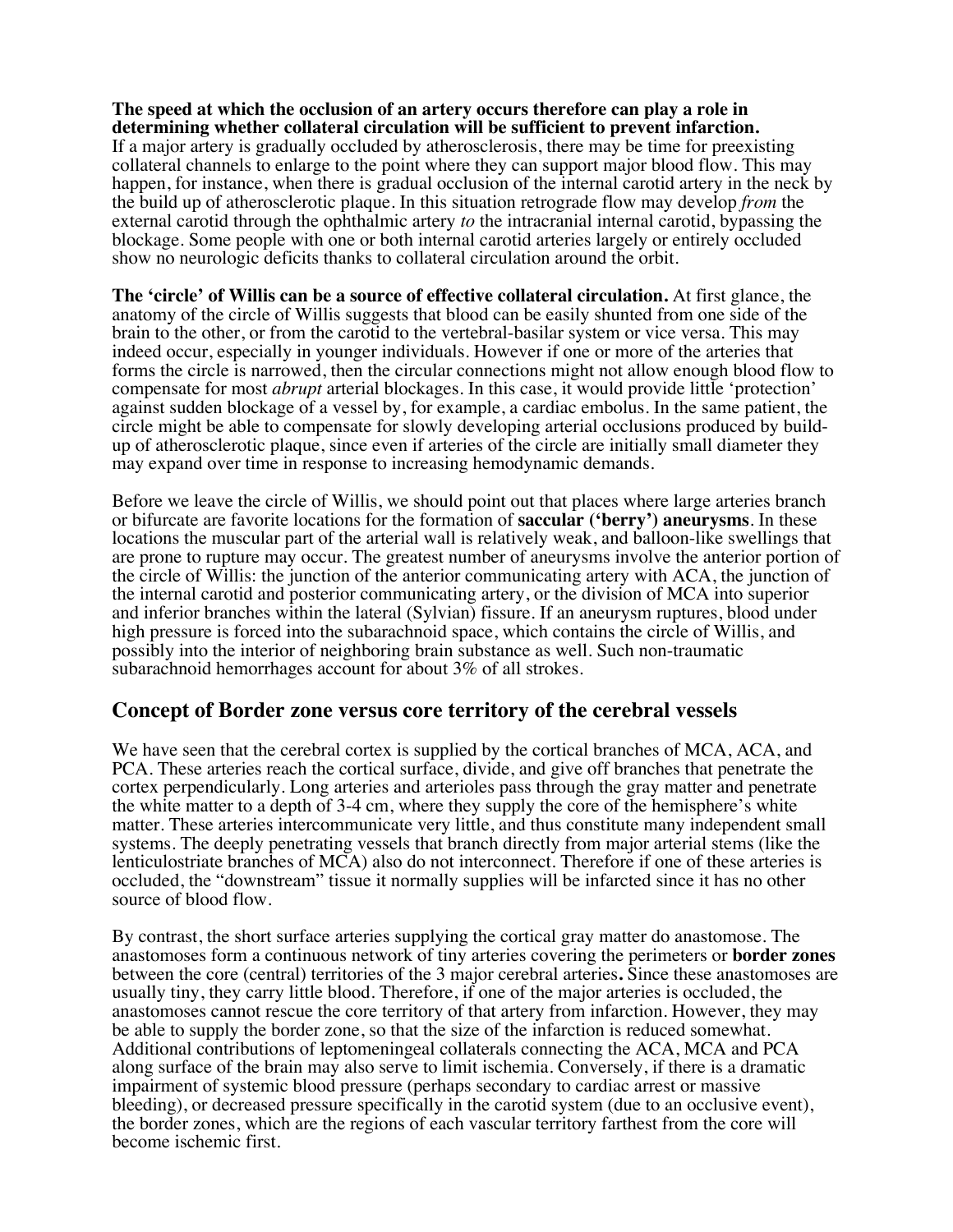**The speed at which the occlusion of an artery occurs therefore can play a role in determining whether collateral circulation will be sufficient to prevent infarction.** If a major artery is gradually occluded by atherosclerosis, there may be time for preexisting collateral channels to enlarge to the point where they can support major blood flow. This may happen, for instance, when there is gradual occlusion of the internal carotid artery in the neck by the build up of atherosclerotic plaque. In this situation retrograde flow may develop *from* the external carotid through the ophthalmic artery *to* the intracranial internal carotid, bypassing the blockage. Some people with one or both internal carotid arteries largely or entirely occluded show no neurologic deficits thanks to collateral circulation around the orbit.

**The 'circle' of Willis can be a source of effective collateral circulation.** At first glance, the anatomy of the circle of Willis suggests that blood can be easily shunted from one side of the brain to the other, or from the carotid to the vertebral-basilar system or vice versa. This may indeed occur, especially in younger individuals. However if one or more of the arteries that forms the circle is narrowed, then the circular connections might not allow enough blood flow to compensate for most *abrupt* arterial blockages. In this case, it would provide little 'protection' against sudden blockage of a vessel by, for example, a cardiac embolus. In the same patient, the circle might be able to compensate for slowly developing arterial occlusions produced by build-up of atherosclerotic plaque, since even if arteries of the circle are initially small diameter they may expand over time in response to increasing hemodynamic demands.

Before we leave the circle of Willis, we should point out that places where large arteries branch or bifurcate are favorite locations for the formation of **saccular ('berry') aneurysms**. In these locations the muscular part of the arterial wall is relatively weak, and balloon-like swellings that are prone to rupture may occur. The greatest number of aneurysms involve the anterior portion of the circle of Willis: the junction of the anterior communicating artery with ACA, the junction of the internal carotid and posterior communicating artery, or the division of MCA into superior and inferior branches within the lateral (Sylvian) fissure. If an aneurysm ruptures, blood under high pressure is forced into the subarachnoid space, which contains the circle of Willis, and possibly into the interior of neighboring brain substance as well. Such non-traumatic subarachnoid hemorrhages account for about 3% of all strokes.

## Concept of Border zone versus core territory of the cerebral vessels

We have seen that the cerebral cortex is supplied by the cortical branches of MCA, ACA, and PCA. These arteries reach the cortical surface, divide, and give off branches that penetrate the cortex perpendicularly. Long arteries and arterioles pass through the gray matter and penetrate the white matter to a depth of 3-4 cm, where they supply the core of the hemisphere's white matter. These arteries intercommunicate very little, and thus constitute many independent small systems. The deeply penetrating vessels that branch directly from major arterial stems (like the lenticulostriate branches of MCA) also do not interconnect. Therefore if one of these arteries is occluded, the "downstream" tissue it normally supplies will be infarcted since it has no other source of blood flow.

By contrast, the short surface arteries supplying the cortical gray matter do anastomose. The anastomoses form a continuous network of tiny arteries covering the perimeters or **border zones** between the core (central) territories of the 3 major cerebral arteries**.** Since these anastomoses are usually tiny, they carry little blood. Therefore, if one of the major arteries is occluded, the anastomoses cannot rescue the core territory of that artery from infarction. However, they may be able to supply the border zone, so that the size of the infarction is reduced somewhat. Additional contributions of leptomeningeal collaterals connecting the ACA, MCA and PCA along surface of the brain may also serve to limit ischemia. Conversely, if there is a dramatic impairment of systemic blood pressure (perhaps secondary to cardiac arrest or massive bleeding), or decreased pressure specifically in the carotid system (due to an occlusive event), the border zones, which are the regions of each vascular territory farthest from the core will become ischemic first.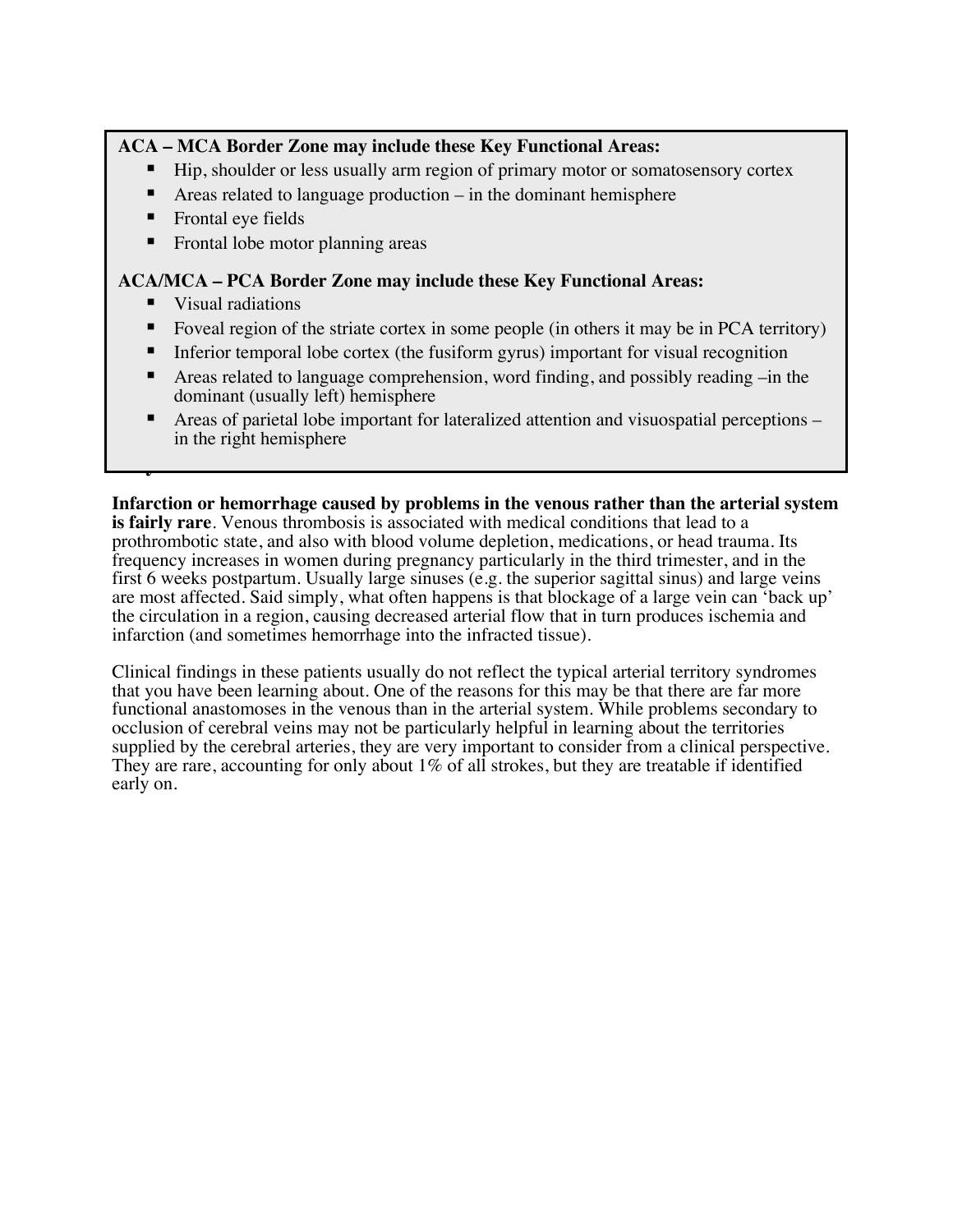**ACA – MCA Border Zone may include these Key Functional Areas:**

- Hip, shoulder or less usually arm region of primary motor or somatosensory cortex
- Areas related to language production – in the dominant hemisphere
- Frontal eye fields
- Frontal lobe motor planning areas

**ACA/MCA – PCA Border Zone may include these Key Functional Areas:**

- Visual radiations
- Foveal region of the striate cortex in some people (in others it may be in PCA territory)
- Inferior temporal lobe cortex (the fusiform gyrus) important for visual recognition
- Areas related to language comprehension, word finding, and possibly reading –in the dominant (usually left) hemisphere
- Areas of parietal lobe important for lateralized attention and visuospatial perceptions – in the right hemisphere

**Infarction or hemorrhage caused by problems in the venous rather than the arterial system is fairly rare**. Venous thrombosis is associated with medical conditions that lead to a prothrombotic state, and also with blood volume depletion, medications, or head trauma. Its frequency increases in women during pregnancy particularly in the third trimester, and in the first 6 weeks postpartum. Usually large sinuses (e.g. the superior sagittal sinus) and large veins are most affected. Said simply, what often happens is that blockage of a large vein can 'back up' the circulation in a region, causing decreased arterial flow that in turn produces ischemia and infarction (and sometimes hemorrhage into the infracted tissue).

Clinical findings in these patients usually do not reflect the typical arterial territory syndromes that you have been learning about. One of the reasons for this may be that there are far more functional anastomoses in the venous than in the arterial system. While problems secondary to occlusion of cerebral veins may not be particularly helpful in learning about the territories supplied by the cerebral arteries, they are very important to consider from a clinical perspective. They are rare, accounting for only about 1% of all strokes, but they are treatable if identified early on.